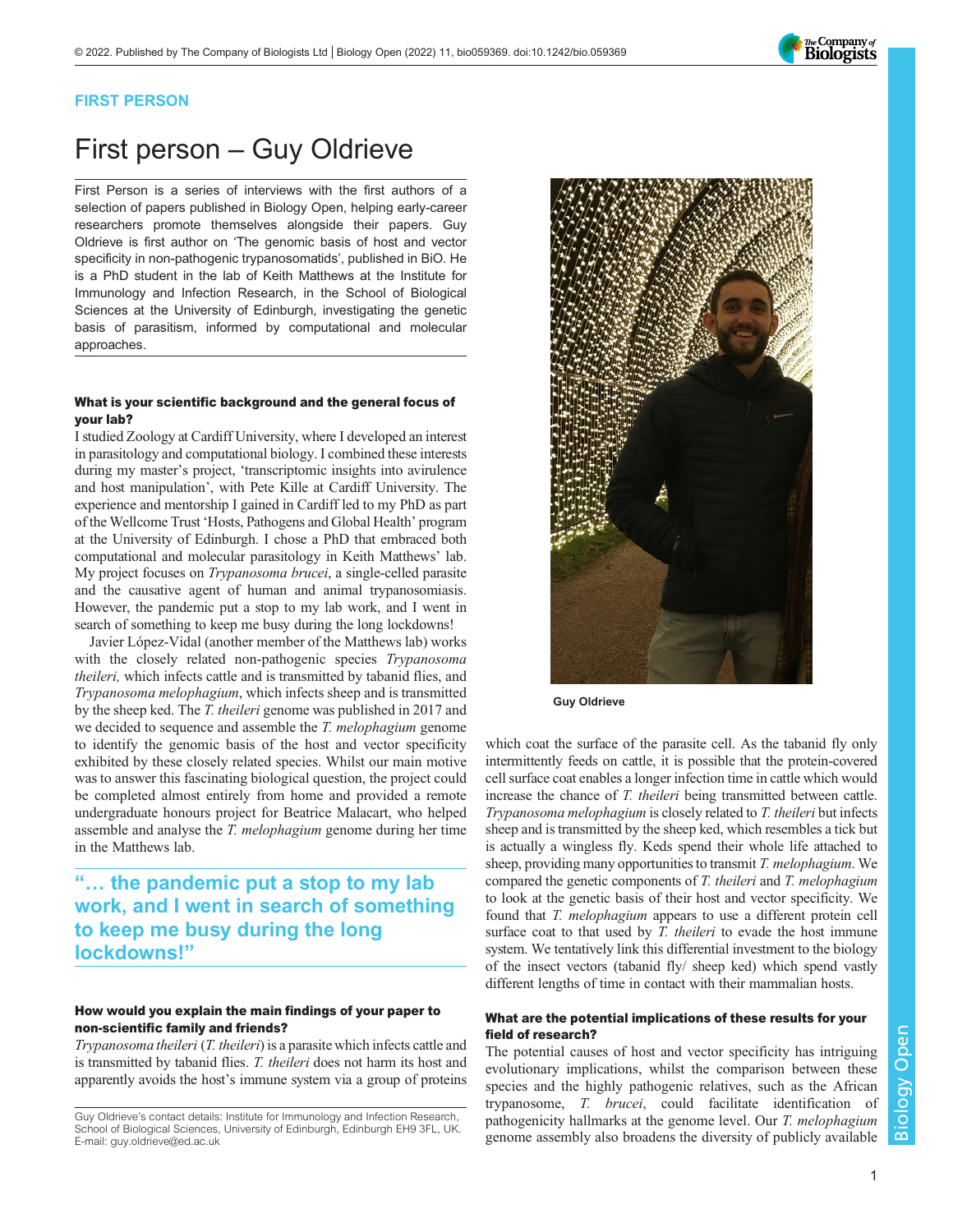FIRST PERSON

# First person – Guy Oldrieve

First Person is a series of interviews with the first authors of a selection of papers published in Biology Open, helping early-career researchers promote themselves alongside their papers. Guy Oldrieve is first author on 'The genomic basis of host and vector specificity in non-pathogenic trypanosomatids', published in BiO. He is a PhD student in the lab of Keith Matthews at the Institute for Immunology and Infection Research, in the School of Biological Sciences at the University of Edinburgh, investigating the genetic basis of parasitism, informed by computational and molecular approaches.

### What is your scientific background and the general focus of your lab?

I studied Zoology at Cardiff University, where I developed an interest in parasitology and computational biology. I combined these interests during my master's project, 'transcriptomic insights into avirulence and host manipulation', with Pete Kille at Cardiff University. The experience and mentorship I gained in Cardiff led to my PhD as part of the Wellcome Trust 'Hosts, Pathogens and Global Health' program at the University of Edinburgh. I chose a PhD that embraced both computational and molecular parasitology in Keith Matthews' lab. My project focuses on *Trypanosoma brucei*, a single-celled parasite and the causative agent of human and animal trypanosomiasis. However, the pandemic put a stop to my lab work, and I went in search of something to keep me busy during the long lockdowns!

Javier López-Vidal (another member of the Matthews lab) works with the closely related non-pathogenic species *Trypanosoma theileri,* which infects cattle and is transmitted by tabanid flies, and *Trypanosoma melophagium*, which infects sheep and is transmitted by the sheep ked. The *T. theileri* genome was published in 2017 and we decided to sequence and assemble the *T. melophagium* genome to identify the genomic basis of the host and vector specificity exhibited by these closely related species. Whilst our main motive was to answer this fascinating biological question, the project could be completed almost entirely from home and provided a remote undergraduate honours project for Beatrice Malacart, who helped assemble and analyse the *T. melophagium* genome during her time in the Matthews lab.

> "… the pandemic put a stop to my lab work, and I went in search of something to keep me busy during the long lockdowns!"

Guy Oldrieve

### How would you explain the main findings of your paper to non-scientific family and friends?

*Trypanosoma theileri* (*T. theileri*) is a parasite which infects cattle and is transmitted by tabanid flies. *T. theileri* does not harm its host and apparently avoids the host's immune system via a group of proteins which coat the surface of the parasite cell. As the tabanid fly only intermittently feeds on cattle, it is possible that the protein-covered cell surface coat enables a longer infection time in cattle which would increase the chance of *T. theileri* being transmitted between cattle. *Trypanosoma melophagium* is closely related to *T. theileri* but infects sheep and is transmitted by the sheep ked, which resembles a tick but is actually a wingless fly. Keds spend their whole life attached to sheep, providing many opportunities to transmit *T. melophagium*. We compared the genetic components of *T. theileri* and *T. melophagium* to look at the genetic basis of their host and vector specificity. We found that *T. melophagium* appears to use a different protein cell surface coat to that used by *T. theileri* to evade the host immune system. We tentatively link this differential investment to the biology of the insect vectors (tabanid fly/ sheep ked) which spend vastly different lengths of time in contact with their mammalian hosts.

### What are the potential implications of these results for your field of research?

The potential causes of host and vector specificity has intriguing evolutionary implications, whilst the comparison between these species and the highly pathogenic relatives, such as the African trypanosome, *T. brucei*, could facilitate identification of pathogenicity hallmarks at the genome level. Our *T. melophagium* genome assembly also broadens the diversity of publicly available

Guy Oldrieve's contact details: Institute for Immunology and Infection Research, School of Biological Sciences, University of Edinburgh, Edinburgh EH9 3FL, UK.
E-mail: guy.oldrieve@ed.ac.uk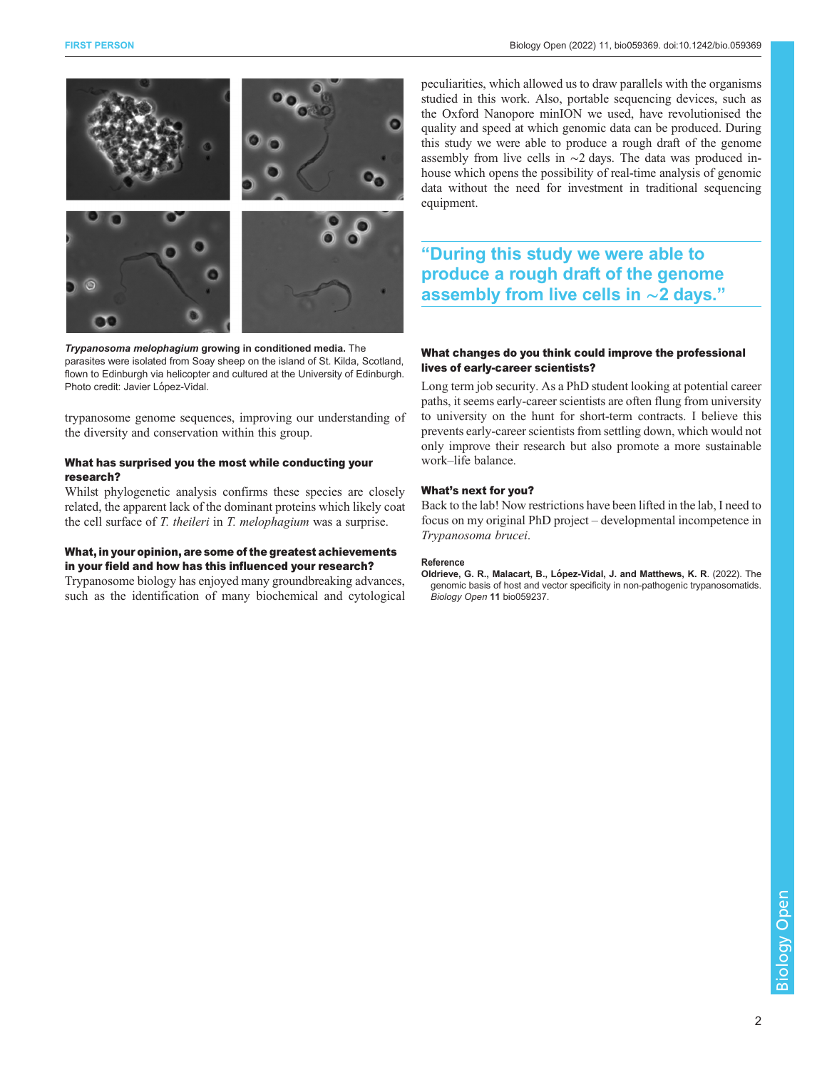***Trypanosoma melophagium* growing in conditioned media.** The parasites were isolated from Soay sheep on the island of St. Kilda, Scotland, flown to Edinburgh via helicopter and cultured at the University of Edinburgh. Photo credit: Javier López-Vidal.

trypanosome genome sequences, improving our understanding of the diversity and conservation within this group.

### What has surprised you the most while conducting your research?

Whilst phylogenetic analysis confirms these species are closely related, the apparent lack of the dominant proteins which likely coat the cell surface of *T. theileri* in *T. melophagium* was a surprise.

### What, in your opinion, are some of the greatest achievements in your field and how has this influenced your research?

Trypanosome biology has enjoyed many groundbreaking advances, such as the identification of many biochemical and cytological peculiarities, which allowed us to draw parallels with the organisms studied in this work. Also, portable sequencing devices, such as the Oxford Nanopore minION we used, have revolutionised the quality and speed at which genomic data can be produced. During this study we were able to produce a rough draft of the genome assembly from live cells in ∼2 days. The data was produced in-house which opens the possibility of real-time analysis of genomic data without the need for investment in traditional sequencing equipment.

> "During this study we were able to produce a rough draft of the genome assembly from live cells in ∼2 days."

### What changes do you think could improve the professional lives of early-career scientists?

Long term job security. As a PhD student looking at potential career paths, it seems early-career scientists are often flung from university to university on the hunt for short-term contracts. I believe this prevents early-career scientists from settling down, which would not only improve their research but also promote a more sustainable work–life balance.

### What's next for you?

Back to the lab! Now restrictions have been lifted in the lab, I need to focus on my original PhD project – developmental incompetence in *Trypanosoma brucei*.

#### Reference

**Oldrieve, G. R., Malacart, B., López-Vidal, J. and Matthews, K. R**. (2022). The genomic basis of host and vector specificity in non-pathogenic trypanosomatids. *Biology Open* **11** bio059237.